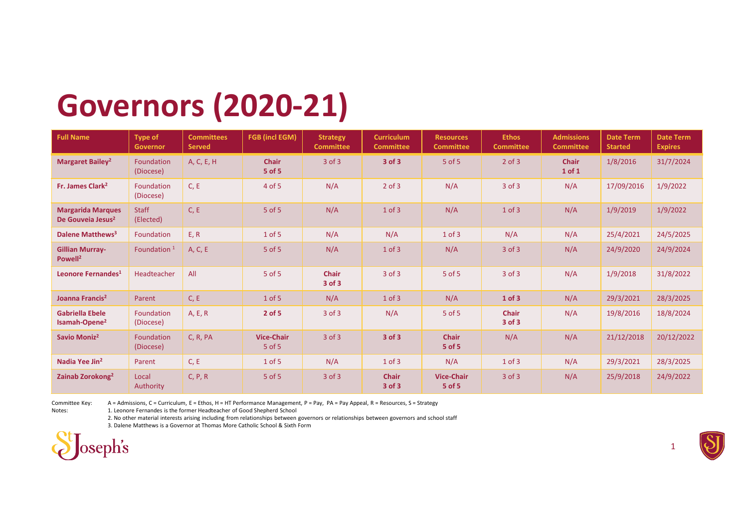# Governors (2020-21)

| Full Name | Type of Governor | Committees Served | FGB (incl EGM) | Strategy Committee | Curriculum Committee | Resources Committee | Ethos Committee | Admissions Committee | Date Term Started | Date Term Expires |
|---|---|---|---|---|---|---|---|---|---|---|
| **Margaret Bailey[2]** | Foundation (Diocese) | A, C, E, H | **Chair 5 of 5** | 3 of 3 | **3 of 3** | 5 of 5 | 2 of 3 | **Chair 1 of 1** | 1/8/2016 | 31/7/2024 |
| **Fr. James Clark[2]** | Foundation (Diocese) | C, E | 4 of 5 | N/A | 2 of 3 | N/A | 3 of 3 | N/A | 17/09/2016 | 1/9/2022 |
| **Margarida Marques De Gouveia Jesus[2]** | Staff (Elected) | C, E | 5 of 5 | N/A | 1 of 3 | N/A | 1 of 3 | N/A | 1/9/2019 | 1/9/2022 |
| **Dalene Matthews[3]** | Foundation | E, R | 1 of 5 | N/A | N/A | 1 of 3 | N/A | N/A | 25/4/2021 | 24/5/2025 |
| **Gillian Murray-Powell[2]** | Foundation [1] | A, C, E | 5 of 5 | N/A | 1 of 3 | N/A | 3 of 3 | N/A | 24/9/2020 | 24/9/2024 |
| **Leonore Fernandes[1]** | Headteacher | All | 5 of 5 | **Chair 3 of 3** | 3 of 3 | 5 of 5 | 3 of 3 | N/A | 1/9/2018 | 31/8/2022 |
| **Joanna Francis[2]** | Parent | C, E | 1 of 5 | N/A | 1 of 3 | N/A | **1 of 3** | N/A | 29/3/2021 | 28/3/2025 |
| **Gabriella Ebele Isamah-Opene[2]** | Foundation (Diocese) | A, E, R | **2 of 5** | 3 of 3 | N/A | 5 of 5 | **Chair 3 of 3** | N/A | 19/8/2016 | 18/8/2024 |
| **Savio Moniz[2]** | Foundation (Diocese) | C, R, PA | **Vice-Chair** 5 of 5 | 3 of 3 | **3 of 3** | **Chair 5 of 5** | N/A | N/A | 21/12/2018 | 20/12/2022 |
| **Nadia Yee Jin[2]** | Parent | C, E | 1 of 5 | N/A | 1 of 3 | N/A | 1 of 3 | N/A | 29/3/2021 | 28/3/2025 |
| **Zainab Zorokong[2]** | Local Authority | C, P, R | 5 of 5 | 3 of 3 | **Chair 3 of 3** | **Vice-Chair 5 of 5** | 3 of 3 | N/A | 25/9/2018 | 24/9/2022 |

Committee Key: A = Admissions, C = Curriculum, E = Ethos, H = HT Performance Management, P = Pay, PA = Pay Appeal, R = Resources, S = Strategy

Notes:

1. Leonore Fernandes is the former Headteacher of Good Shepherd School
2. No other material interests arising including from relationships between governors or relationships between governors and school staff
3. Dalene Matthews is a Governor at Thomas More Catholic School & Sixth Form

St Joseph's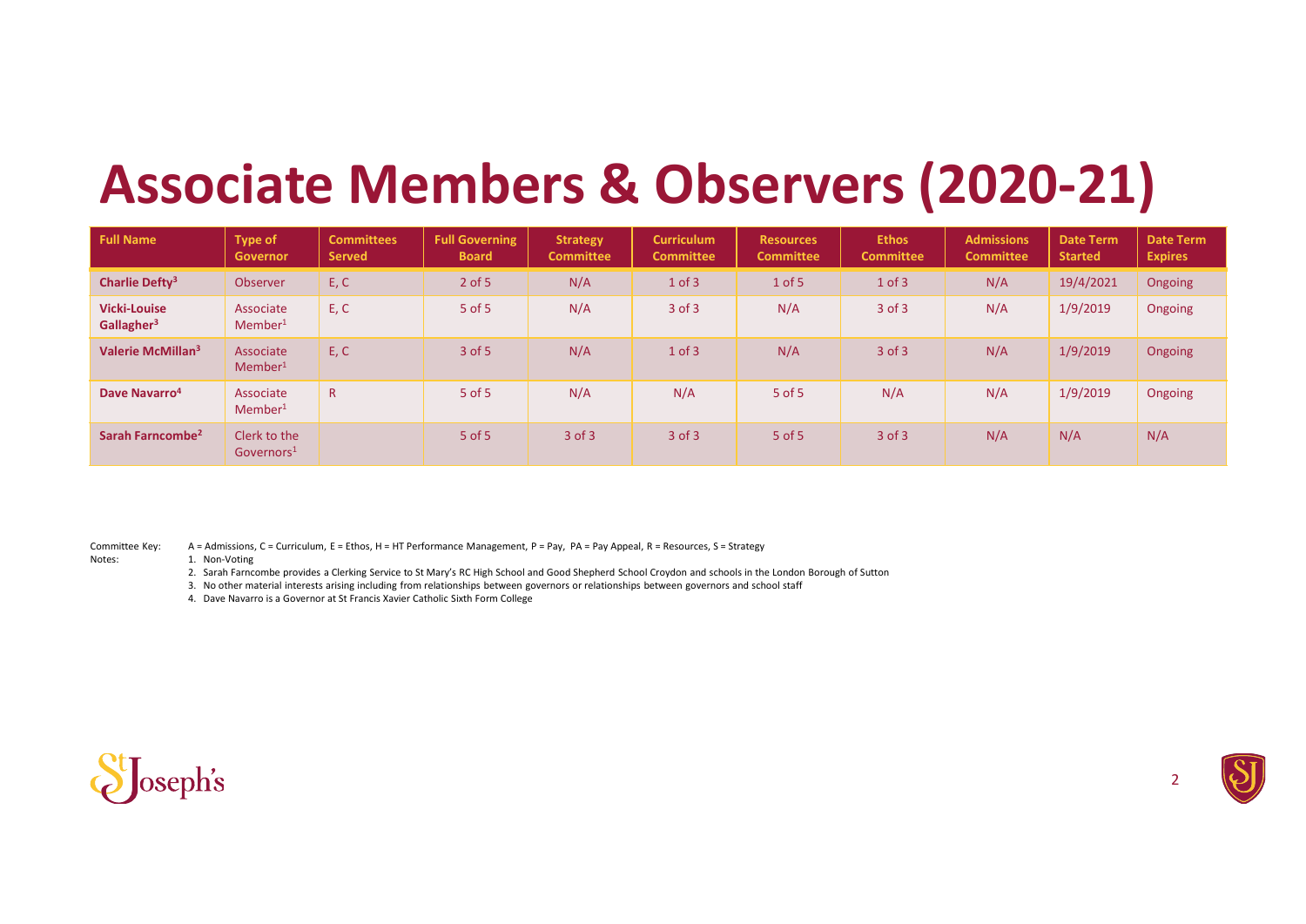# Associate Members & Observers (2020-21)

| Full Name | Type of Governor | Committees Served | Full Governing Board | Strategy Committee | Curriculum Committee | Resources Committee | Ethos Committee | Admissions Committee | Date Term Started | Date Term Expires |
|---|---|---|---|---|---|---|---|---|---|---|
| **Charlie Defty[3]** | Observer | E, C | 2 of 5 | N/A | 1 of 3 | 1 of 5 | 1 of 3 | N/A | 19/4/2021 | Ongoing |
| **Vicki-Louise Gallagher[3]** | Associate Member[1] | E, C | 5 of 5 | N/A | 3 of 3 | N/A | 3 of 3 | N/A | 1/9/2019 | Ongoing |
| **Valerie McMillan[3]** | Associate Member[1] | E, C | 3 of 5 | N/A | 1 of 3 | N/A | 3 of 3 | N/A | 1/9/2019 | Ongoing |
| **Dave Navarro[4]** | Associate Member[1] | R | 5 of 5 | N/A | N/A | 5 of 5 | N/A | N/A | 1/9/2019 | Ongoing |
| **Sarah Farncombe[2]** | Clerk to the Governors[1] | | 5 of 5 | 3 of 3 | 3 of 3 | 5 of 5 | 3 of 3 | N/A | N/A | N/A |

Committee Key: A = Admissions, C = Curriculum, E = Ethos, H = HT Performance Management, P = Pay, PA = Pay Appeal, R = Resources, S = Strategy

Notes:

1. Non-Voting
2. Sarah Farncombe provides a Clerking Service to St Mary's RC High School and Good Shepherd School Croydon and schools in the London Borough of Sutton
3. No other material interests arising including from relationships between governors or relationships between governors and school staff
4. Dave Navarro is a Governor at St Francis Xavier Catholic Sixth Form College